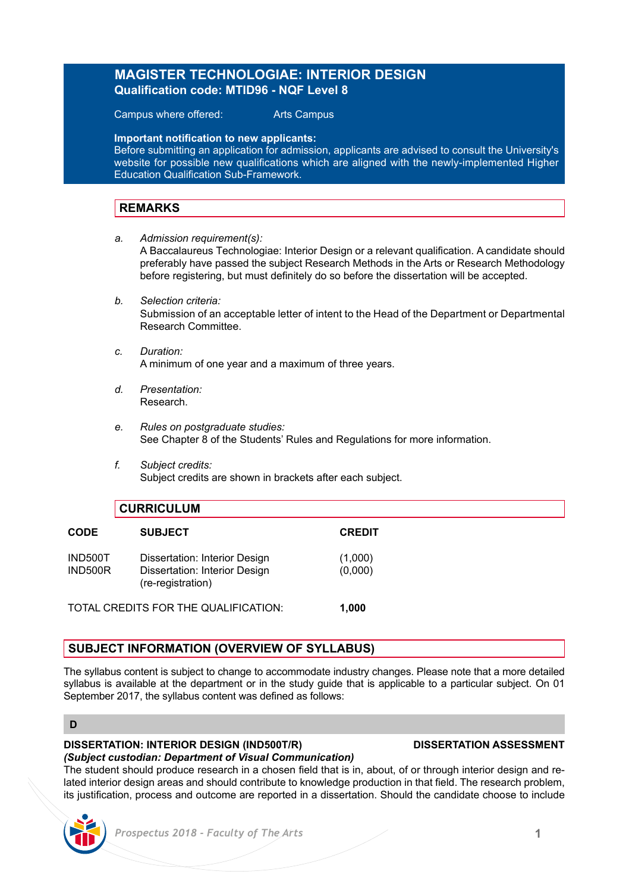# MAGISTER TECHNOLOGIAE: INTERIOR DESIGN

**Qualification code: MTID96 - NQF Level 8**

Campus where offered: Arts Campus

**Important notification to new applicants:**
Before submitting an application for admission, applicants are advised to consult the University's website for possible new qualifications which are aligned with the newly-implemented Higher Education Qualification Sub-Framework.

## REMARKS

a. *Admission requirement(s):*
A Baccalaureus Technologiae: Interior Design or a relevant qualification. A candidate should preferably have passed the subject Research Methods in the Arts or Research Methodology before registering, but must definitely do so before the dissertation will be accepted.

b. *Selection criteria:*
Submission of an acceptable letter of intent to the Head of the Department or Departmental Research Committee.

c. *Duration:*
A minimum of one year and a maximum of three years.

d. *Presentation:*
Research.

e. *Rules on postgraduate studies:*
See Chapter 8 of the Students' Rules and Regulations for more information.

f. *Subject credits:*
Subject credits are shown in brackets after each subject.

## CURRICULUM

| CODE | SUBJECT | CREDIT |
|---|---|---|
| IND500T | Dissertation: Interior Design | (1,000) |
| IND500R | Dissertation: Interior Design (re-registration) | (0,000) |

TOTAL CREDITS FOR THE QUALIFICATION: **1,000**

## SUBJECT INFORMATION (OVERVIEW OF SYLLABUS)

The syllabus content is subject to change to accommodate industry changes. Please note that a more detailed syllabus is available at the department or in the study guide that is applicable to a particular subject. On 01 September 2017, the syllabus content was defined as follows:

### D

**DISSERTATION: INTERIOR DESIGN (IND500T/R)** **DISSERTATION ASSESSMENT**
***(Subject custodian: Department of Visual Communication)***
The student should produce research in a chosen field that is in, about, of or through interior design and related interior design areas and should contribute to knowledge production in that field. The research problem, its justification, process and outcome are reported in a dissertation. Should the candidate choose to include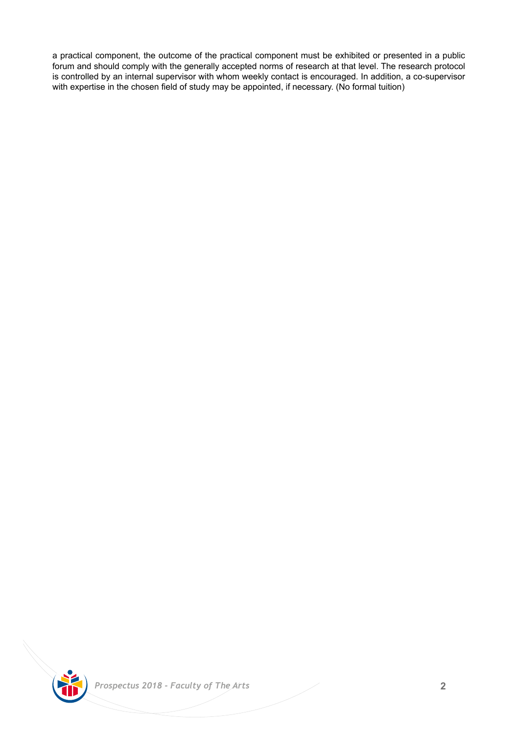a practical component, the outcome of the practical component must be exhibited or presented in a public forum and should comply with the generally accepted norms of research at that level. The research protocol is controlled by an internal supervisor with whom weekly contact is encouraged. In addition, a co-supervisor with expertise in the chosen field of study may be appointed, if necessary. (No formal tuition)